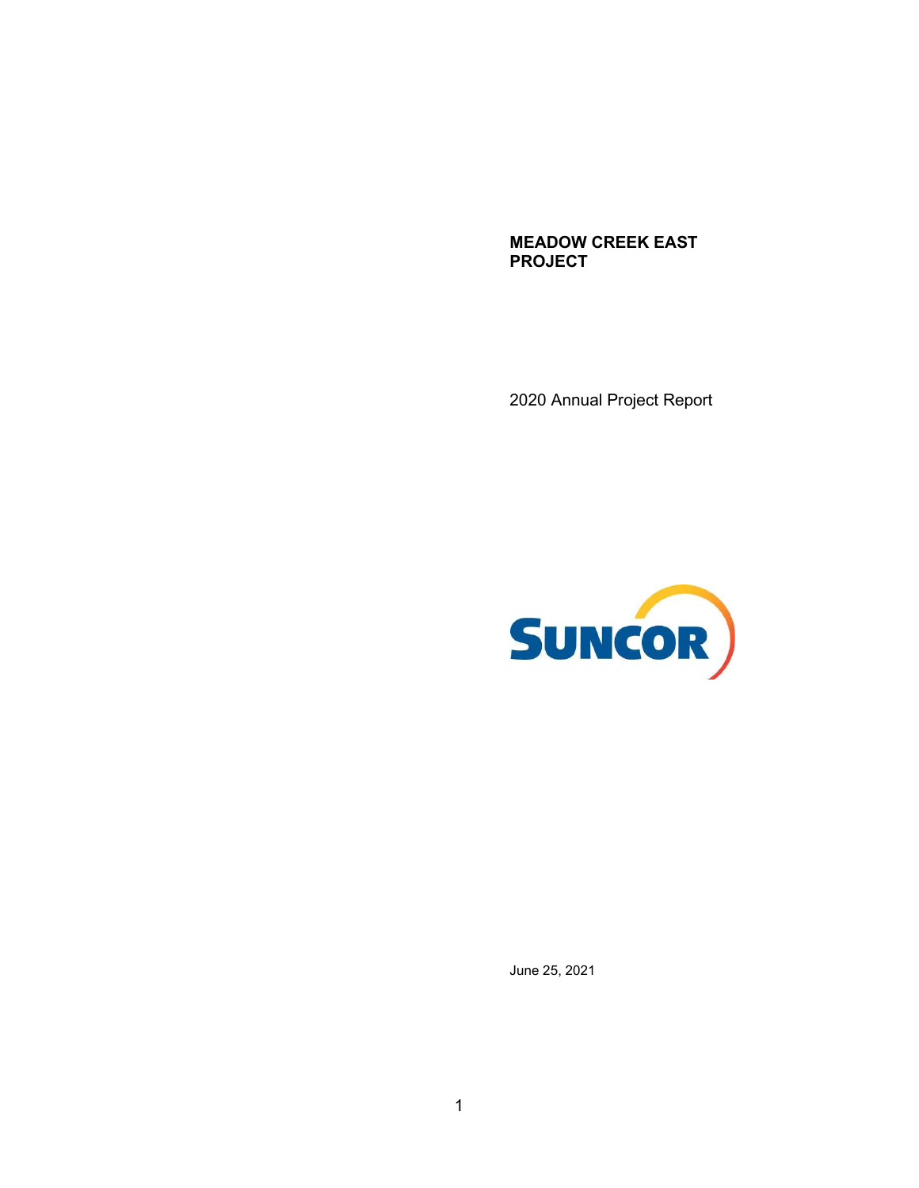# MEADOW CREEK EAST PROJECT

2020 Annual Project Report

SUNCOR

June 25, 2021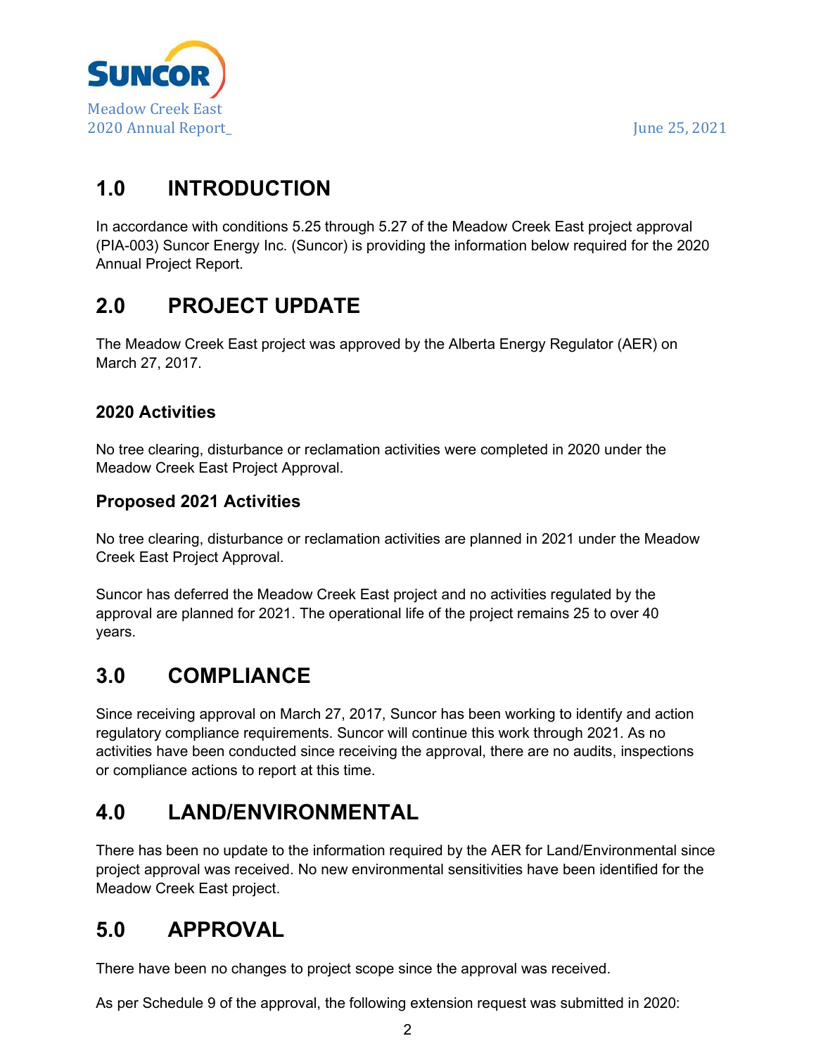# 1.0 INTRODUCTION

In accordance with conditions 5.25 through 5.27 of the Meadow Creek East project approval (PIA-003) Suncor Energy Inc. (Suncor) is providing the information below required for the 2020 Annual Project Report.

# 2.0 PROJECT UPDATE

The Meadow Creek East project was approved by the Alberta Energy Regulator (AER) on March 27, 2017.

### 2020 Activities

No tree clearing, disturbance or reclamation activities were completed in 2020 under the Meadow Creek East Project Approval.

### Proposed 2021 Activities

No tree clearing, disturbance or reclamation activities are planned in 2021 under the Meadow Creek East Project Approval.

Suncor has deferred the Meadow Creek East project and no activities regulated by the approval are planned for 2021. The operational life of the project remains 25 to over 40 years.

# 3.0 COMPLIANCE

Since receiving approval on March 27, 2017, Suncor has been working to identify and action regulatory compliance requirements. Suncor will continue this work through 2021. As no activities have been conducted since receiving the approval, there are no audits, inspections or compliance actions to report at this time.

# 4.0 LAND/ENVIRONMENTAL

There has been no update to the information required by the AER for Land/Environmental since project approval was received. No new environmental sensitivities have been identified for the Meadow Creek East project.

# 5.0 APPROVAL

There have been no changes to project scope since the approval was received.

As per Schedule 9 of the approval, the following extension request was submitted in 2020: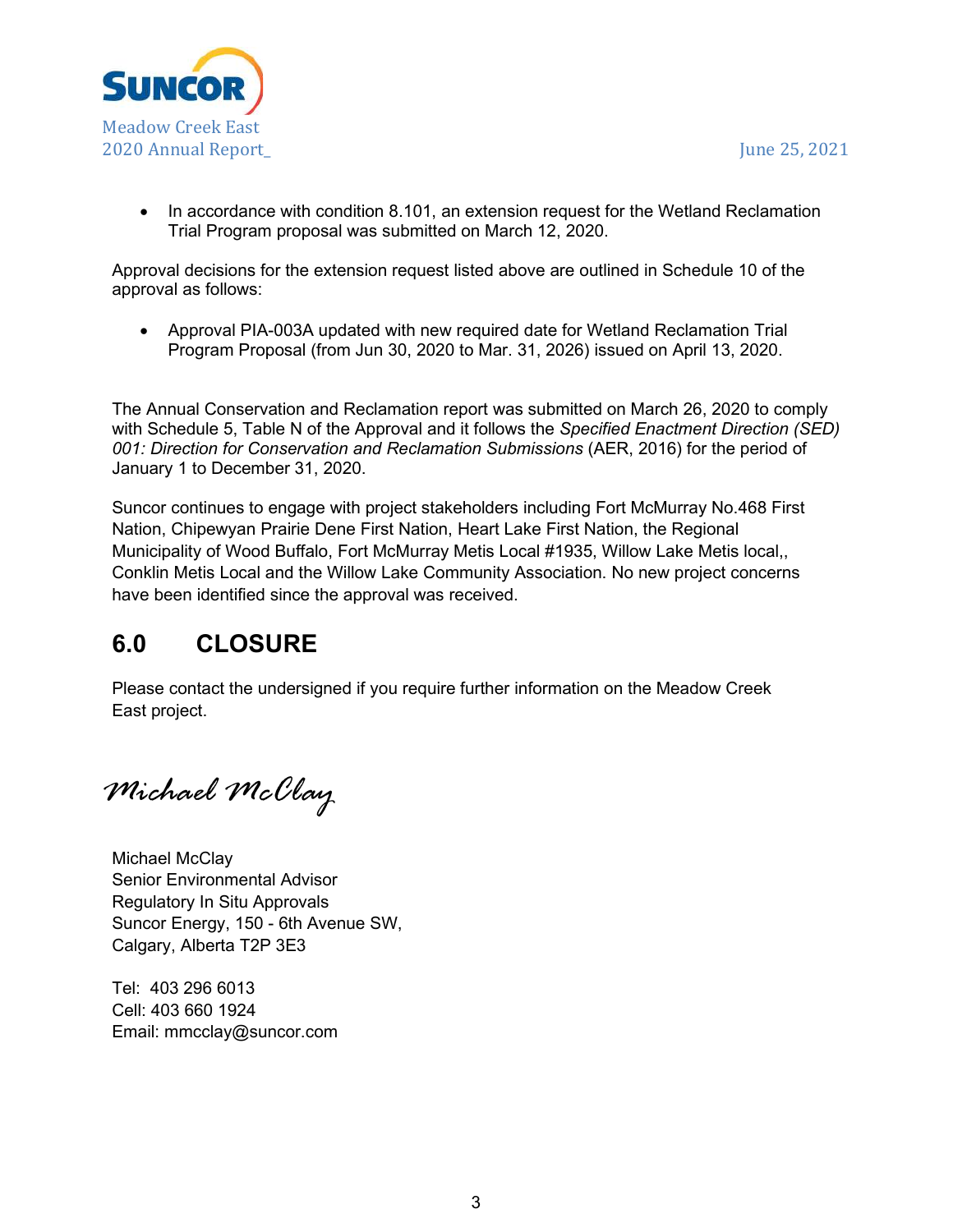- In accordance with condition 8.101, an extension request for the Wetland Reclamation Trial Program proposal was submitted on March 12, 2020.

Approval decisions for the extension request listed above are outlined in Schedule 10 of the approval as follows:

- Approval PIA-003A updated with new required date for Wetland Reclamation Trial Program Proposal (from Jun 30, 2020 to Mar. 31, 2026) issued on April 13, 2020.

The Annual Conservation and Reclamation report was submitted on March 26, 2020 to comply with Schedule 5, Table N of the Approval and it follows the *Specified Enactment Direction (SED) 001: Direction for Conservation and Reclamation Submissions* (AER, 2016) for the period of January 1 to December 31, 2020.

Suncor continues to engage with project stakeholders including Fort McMurray No.468 First Nation, Chipewyan Prairie Dene First Nation, Heart Lake First Nation, the Regional Municipality of Wood Buffalo, Fort McMurray Metis Local #1935, Willow Lake Metis local,, Conklin Metis Local and the Willow Lake Community Association. No new project concerns have been identified since the approval was received.

## 6.0 CLOSURE

Please contact the undersigned if you require further information on the Meadow Creek East project.

*Michael McClay*

Michael McClay
Senior Environmental Advisor
Regulatory In Situ Approvals
Suncor Energy, 150 - 6th Avenue SW,
Calgary, Alberta T2P 3E3

Tel: 403 296 6013
Cell: 403 660 1924
Email: mmcclay@suncor.com